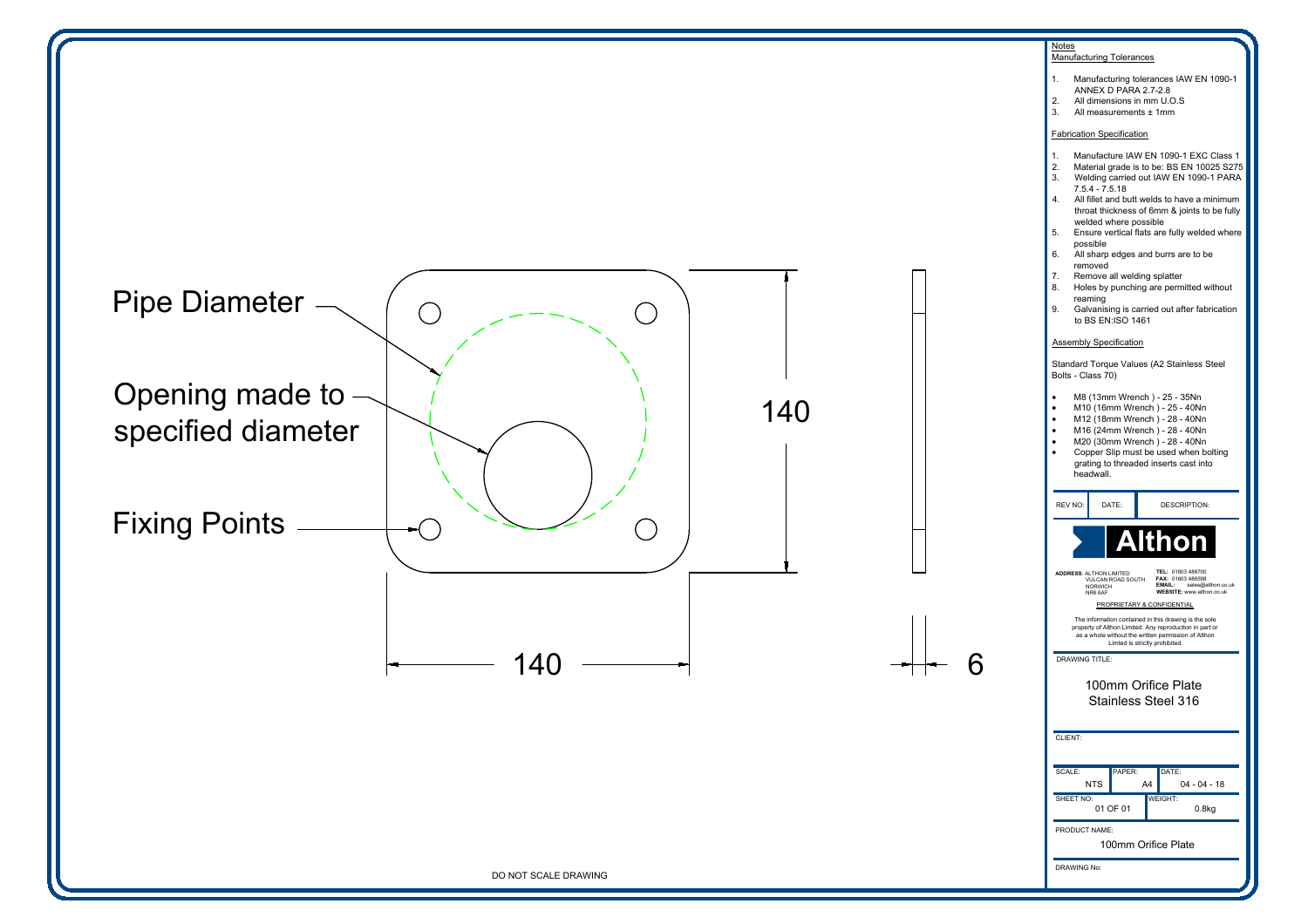Pipe Diameter

Opening made to specified diameter

Fixing Points

140

140

6

DO NOT SCALE DRAWING

## Notes

### Manufacturing Tolerances

1. Manufacturing tolerances IAW EN 1090-1 ANNEX D PARA 2.7-2.8
2. All dimensions in mm U.O.S
3. All measurements ± 1mm

### Fabrication Specification

1. Manufacture IAW EN 1090-1 EXC Class 1
2. Material grade is to be: BS EN 10025 S275
3. Welding carried out IAW EN 1090-1 PARA 7.5.4 - 7.5.18
4. All fillet and butt welds to have a minimum throat thickness of 6mm & joints to be fully welded where possible
5. Ensure vertical flats are fully welded where possible
6. All sharp edges and burrs are to be removed
7. Remove all welding splatter
8. Holes by punching are permitted without reaming
9. Galvanising is carried out after fabrication to BS EN:ISO 1461

### Assembly Specification

Standard Torque Values (A2 Stainless Steel Bolts - Class 70)

- M8 (13mm Wrench ) - 25 - 35Nn
- M10 (16mm Wrench ) - 25 - 40Nn
- M12 (18mm Wrench ) - 28 - 40Nn
- M16 (24mm Wrench ) - 28 - 40Nn
- M20 (30mm Wrench ) - 28 - 40Nn
- Copper Slip must be used when bolting grating to threaded inserts cast into headwall.

| REV NO: | DATE: | DESCRIPTION: |
|---|---|---|

**Althon**

**ADDRESS:** ALTHON LIMITED
VULCAN ROAD SOUTH
NORWICH
NR6 6AF

**TEL:** 01603 488700
**FAX:** 01603 488598
**EMAIL:** sales@althon.co.uk
**WEBSITE:** www.althon.co.uk

PROPRIETARY & CONFIDENTIAL

The information contained in this drawing is the sole property of Althon Limited. Any reproduction in part or as a whole without the written permission of Althon Limted is strictly prohibited.

DRAWING TITLE:

100mm Orifice Plate
Stainless Steel 316

CLIENT:

| SCALE: | PAPER: | DATE: |
|---|---|---|
| NTS | A4 | 04 - 04 - 18 |

| SHEET NO: | WEIGHT: |
|---|---|
| 01 OF 01 | 0.8kg |

PRODUCT NAME:

100mm Orifice Plate

DRAWING No: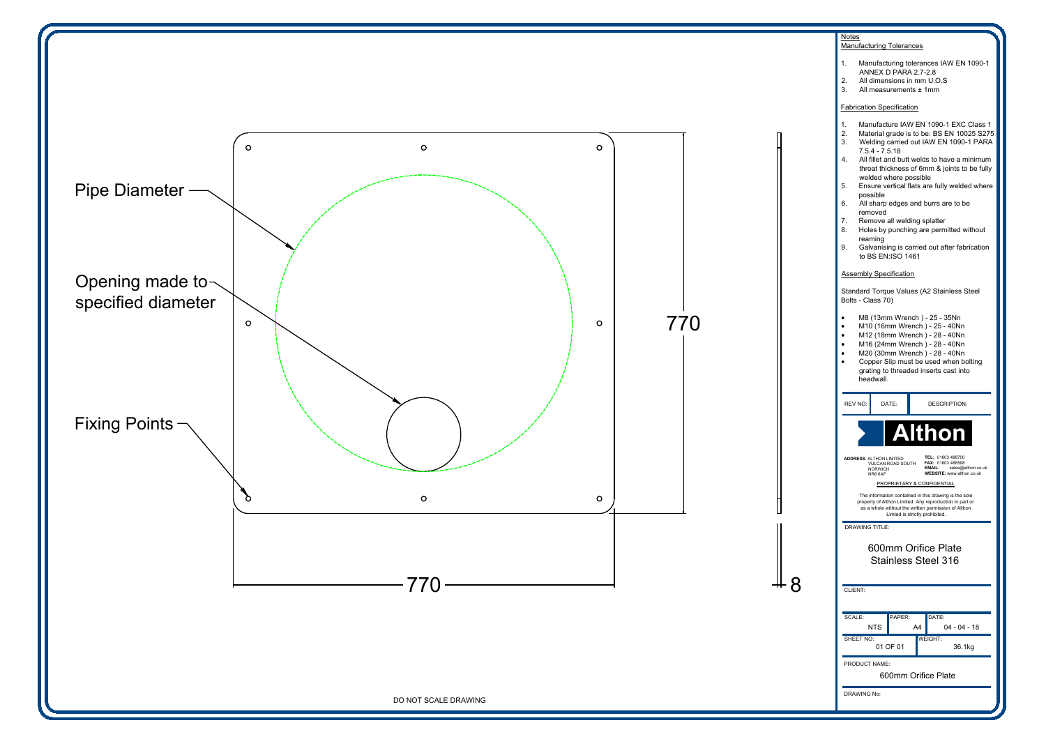Pipe Diameter

Opening made to specified diameter

Fixing Points

770

770

8

DO NOT SCALE DRAWING

## Notes

### Manufacturing Tolerances

1. Manufacturing tolerances IAW EN 1090-1 ANNEX D PARA 2.7-2.8
2. All dimensions in mm U.O.S
3. All measurements ± 1mm

### Fabrication Specification

1. Manufacture IAW EN 1090-1 EXC Class 1
2. Material grade is to be: BS EN 10025 S275
3. Welding carried out IAW EN 1090-1 PARA 7.5.4 - 7.5.18
4. All fillet and butt welds to have a minimum throat thickness of 6mm & joints to be fully welded where possible
5. Ensure vertical flats are fully welded where possible
6. All sharp edges and burrs are to be removed
7. Remove all welding splatter
8. Holes by punching are permitted without reaming
9. Galvanising is carried out after fabrication to BS EN:ISO 1461

### Assembly Specification

Standard Torque Values (A2 Stainless Steel Bolts - Class 70)

- M8 (13mm Wrench ) - 25 - 35Nn
- M10 (16mm Wrench ) - 25 - 40Nn
- M12 (18mm Wrench ) - 28 - 40Nn
- M16 (24mm Wrench ) - 28 - 40Nn
- M20 (30mm Wrench ) - 28 - 40Nn
- Copper Slip must be used when bolting grating to threaded inserts cast into headwall.

| REV NO: | DATE: | DESCRIPTION: |
| --- | --- | --- |

**Althon**

**ADDRESS:** ALTHON LIMITED
VULCAN ROAD SOUTH
NORWICH
NR6 6AF

**TEL:** 01603 488700
**FAX:** 01603 488598
**EMAIL:** sales@althon.co.uk
**WEBSITE:** www.althon.co.uk

PROPRIETARY & CONFIDENTIAL

The information contained in this drawing is the sole property of Althon Limited. Any reproduction in part or as a whole without the written permission of Althon Limited is strictly prohibited.

DRAWING TITLE:

600mm Orifice Plate
Stainless Steel 316

CLIENT:

| SCALE: NTS | PAPER: A4 | DATE: 04 - 04 - 18 |
| --- | --- | --- |
| SHEET NO: 01 OF 01 | | WEIGHT: 36.1kg |

PRODUCT NAME:

600mm Orifice Plate

DRAWING No: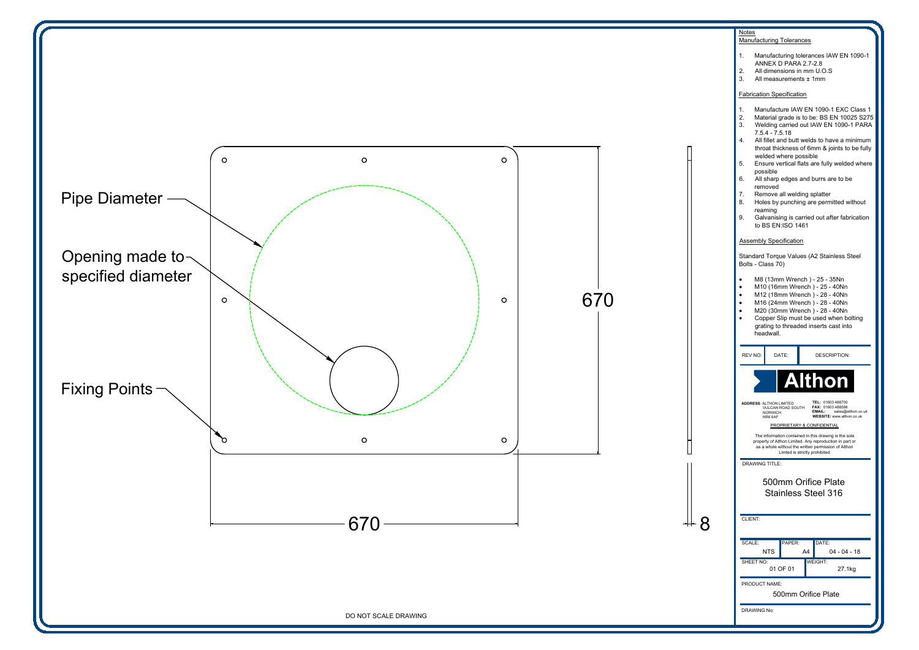Pipe Diameter

Opening made to specified diameter

Fixing Points

670

670

8

DO NOT SCALE DRAWING

## Notes

### Manufacturing Tolerances

1. Manufacturing tolerances IAW EN 1090-1 ANNEX D PARA 2.7-2.8
2. All dimensions in mm U.O.S
3. All measurements ± 1mm

### Fabrication Specification

1. Manufacture IAW EN 1090-1 EXC Class 1
2. Material grade is to be: BS EN 10025 S275
3. Welding carried out IAW EN 1090-1 PARA 7.5.4 - 7.5.18
4. All fillet and butt welds to have a minimum throat thickness of 6mm & joints to be fully welded where possible
5. Ensure vertical flats are fully welded where possible
6. All sharp edges and burrs are to be removed
7. Remove all welding splatter
8. Holes by punching are permitted without reaming
9. Galvanising is carried out after fabrication to BS EN:ISO 1461

### Assembly Specification

Standard Torque Values (A2 Stainless Steel Bolts - Class 70)

- M8 (13mm Wrench ) - 25 - 35Nn
- M10 (16mm Wrench ) - 25 - 40Nn
- M12 (18mm Wrench ) - 28 - 40Nn
- M16 (24mm Wrench ) - 28 - 40Nn
- M20 (30mm Wrench ) - 28 - 40Nn
- Copper Slip must be used when bolting grating to threaded inserts cast into headwall.

| REV NO: | DATE: | DESCRIPTION: |
|---|---|---|

**Althon**

**ADDRESS:** ALTHON LIMITED, VULCAN ROAD SOUTH, NORWICH, NR6 6AF

**TEL:** 01603 488700
**FAX:** 01603 488598
**EMAIL:** sales@althon.co.uk
**WEBSITE:** www.althon.co.uk

PROPRIETARY & CONFIDENTIAL

The information contained in this drawing is the sole property of Althon Limited. Any reproduction in part or as a whole without the written permission of Althon Limited is strictly prohibited.

DRAWING TITLE:

500mm Orifice Plate
Stainless Steel 316

CLIENT:

| SCALE: | PAPER: | DATE: |
|---|---|---|
| NTS | A4 | 04 - 04 - 18 |

| SHEET NO: | WEIGHT: |
|---|---|
| 01 OF 01 | 27.1kg |

PRODUCT NAME:

500mm Orifice Plate

DRAWING No: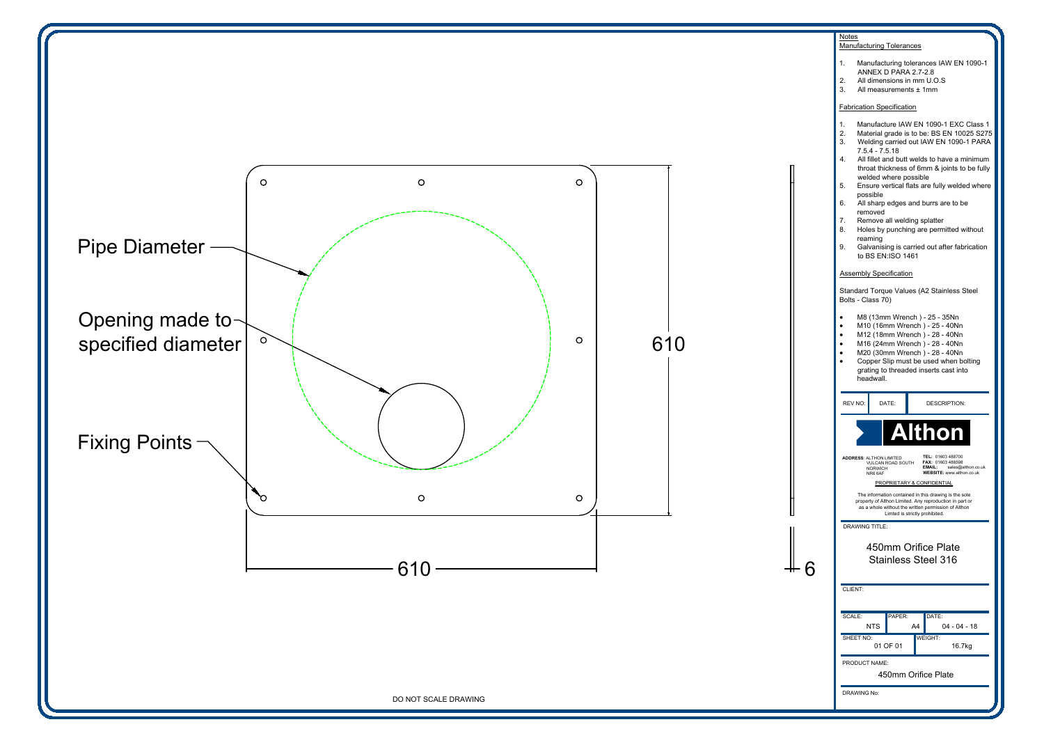Pipe Diameter

Opening made to specified diameter

Fixing Points

610

610

6

DO NOT SCALE DRAWING

## Notes

### Manufacturing Tolerances

1. Manufacturing tolerances IAW EN 1090-1 ANNEX D PARA 2.7-2.8
2. All dimensions in mm U.O.S
3. All measurements ± 1mm

### Fabrication Specification

1. Manufacture IAW EN 1090-1 EXC Class 1
2. Material grade is to be: BS EN 10025 S275
3. Welding carried out IAW EN 1090-1 PARA 7.5.4 - 7.5.18
4. All fillet and butt welds to have a minimum throat thickness of 6mm & joints to be fully welded where possible
5. Ensure vertical flats are fully welded where possible
6. All sharp edges and burrs are to be removed
7. Remove all welding splatter
8. Holes by punching are permitted without reaming
9. Galvanising is carried out after fabrication to BS EN:ISO 1461

### Assembly Specification

Standard Torque Values (A2 Stainless Steel Bolts - Class 70)

- M8 (13mm Wrench ) - 25 - 35Nn
- M10 (16mm Wrench ) - 25 - 40Nn
- M12 (18mm Wrench ) - 28 - 40Nn
- M16 (24mm Wrench ) - 28 - 40Nn
- M20 (30mm Wrench ) - 28 - 40Nn
- Copper Slip must be used when bolting grating to threaded inserts cast into headwall.

| REV NO: | DATE: | DESCRIPTION: |
|---|---|---|

**Althon**

**ADDRESS:** ALTHON LIMITED, VULCAN ROAD SOUTH, NORWICH, NR6 6AF

**TEL:** 01603 488700
**FAX:** 01603 488598
**EMAIL:** sales@althon.co.uk
**WEBSITE:** www.althon.co.uk

PROPRIETARY & CONFIDENTIAL

The information contained in this drawing is the sole property of Althon Limited. Any reproduction in part or as a whole without the written permission of Althon Limited is strictly prohibited.

DRAWING TITLE:

450mm Orifice Plate
Stainless Steel 316

CLIENT:

| SCALE: | PAPER: | DATE: |
|---|---|---|
| NTS | A4 | 04 - 04 - 18 |

| SHEET NO: | WEIGHT: |
|---|---|
| 01 OF 01 | 16.7kg |

PRODUCT NAME:

450mm Orifice Plate

DRAWING No: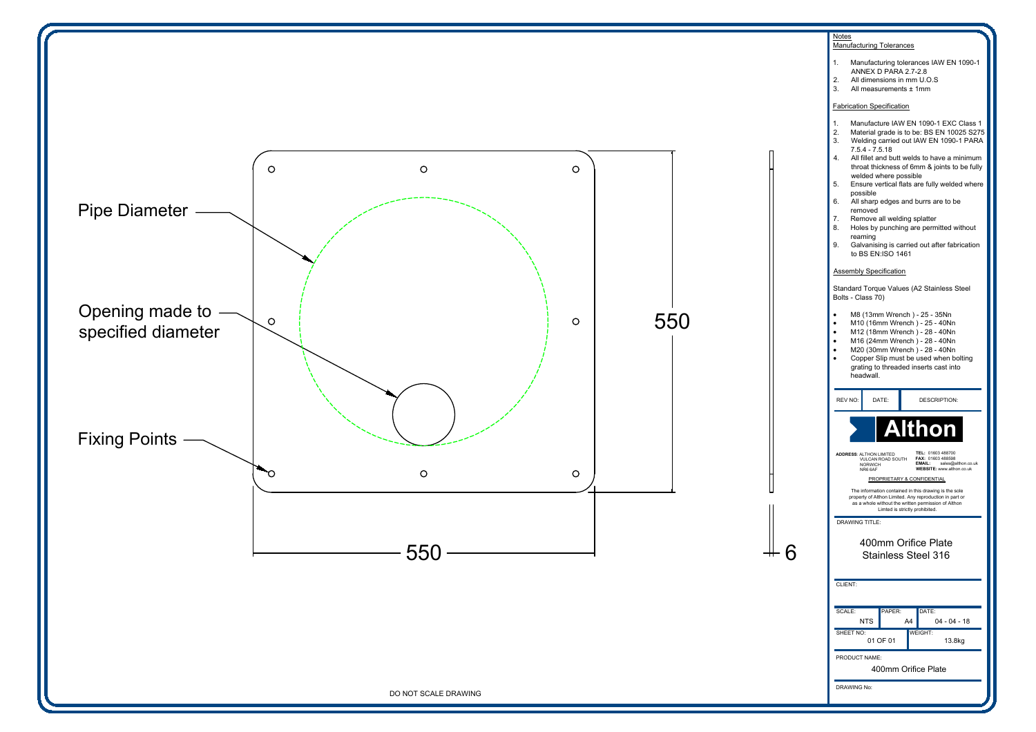Pipe Diameter

Opening made to specified diameter

Fixing Points

550

550

6

DO NOT SCALE DRAWING

Notes

Manufacturing Tolerances

1. Manufacturing tolerances IAW EN 1090-1 ANNEX D PARA 2.7-2.8
2. All dimensions in mm U.O.S
3. All measurements ± 1mm

Fabrication Specification

1. Manufacture IAW EN 1090-1 EXC Class 1
2. Material grade is to be: BS EN 10025 S275
3. Welding carried out IAW EN 1090-1 PARA 7.5.4 - 7.5.18
4. All fillet and butt welds to have a minimum throat thickness of 6mm & joints to be fully welded where possible
5. Ensure vertical flats are fully welded where possible
6. All sharp edges and burrs are to be removed
7. Remove all welding splatter
8. Holes by punching are permitted without reaming
9. Galvanising is carried out after fabrication to BS EN:ISO 1461

Assembly Specification

Standard Torque Values (A2 Stainless Steel Bolts - Class 70)

- M8 (13mm Wrench ) - 25 - 35Nn
- M10 (16mm Wrench ) - 25 - 40Nn
- M12 (18mm Wrench ) - 28 - 40Nn
- M16 (24mm Wrench ) - 28 - 40Nn
- M20 (30mm Wrench ) - 28 - 40Nn
- Copper Slip must be used when bolting grating to threaded inserts cast into headwall.

| REV NO: | DATE: | DESCRIPTION: |
| --- | --- | --- |

**Althon**

**ADDRESS:** ALTHON LIMITED, VULCAN ROAD SOUTH, NORWICH, NR6 6AF

**TEL:** 01603 488700
**FAX:** 01603 488598
**EMAIL:** sales@althon.co.uk
**WEBSITE:** www.althon.co.uk

PROPRIETARY & CONFIDENTIAL

The information contained in this drawing is the sole property of Althon Limited. Any reproduction in part or as a whole without the written permission of Althon Limted is strictly prohibited.

DRAWING TITLE:

400mm Orifice Plate
Stainless Steel 316

CLIENT:

| SCALE: | PAPER: | DATE: |
| --- | --- | --- |
| NTS | A4 | 04 - 04 - 18 |

| SHEET NO: | WEIGHT: |
| --- | --- |
| 01 OF 01 | 13.8kg |

PRODUCT NAME:

400mm Orifice Plate

DRAWING No: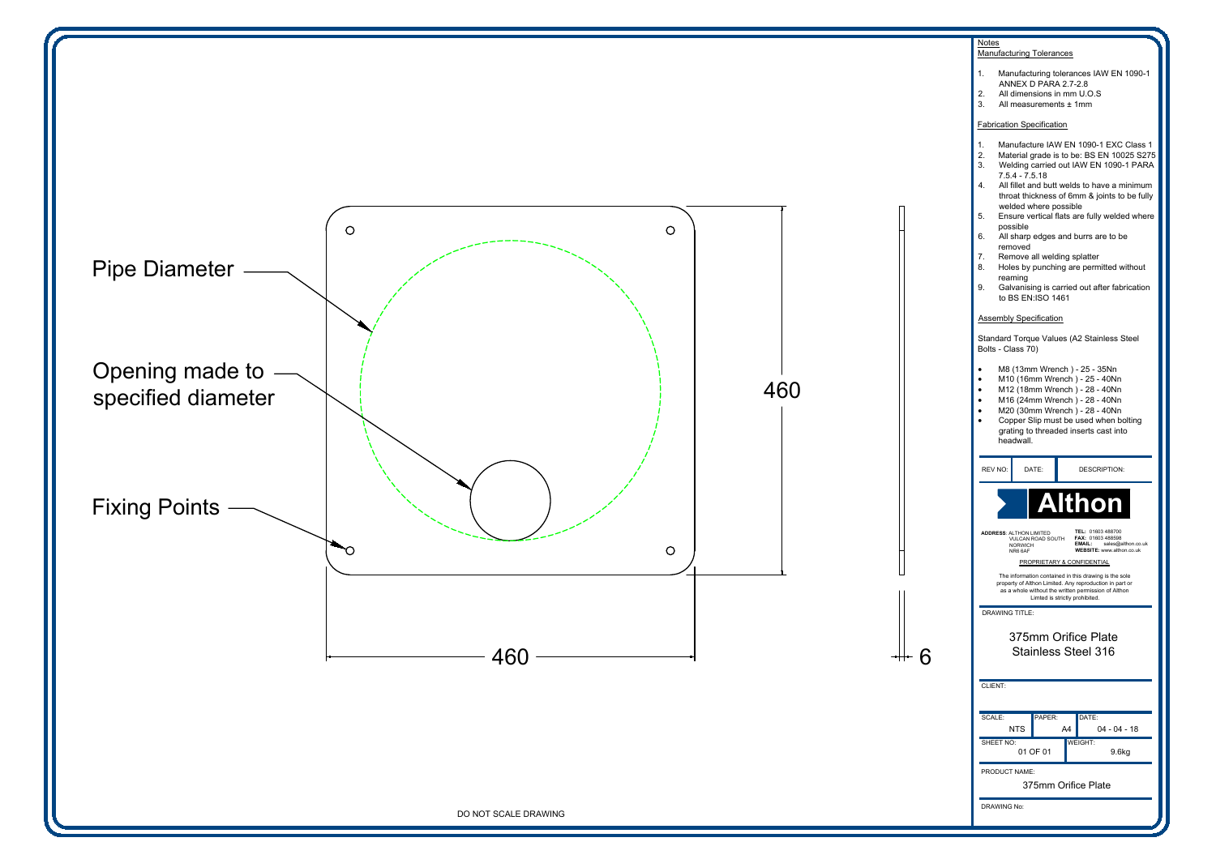Pipe Diameter

Opening made to specified diameter

Fixing Points

460

460

6

DO NOT SCALE DRAWING

## Notes

### Manufacturing Tolerances

1. Manufacturing tolerances IAW EN 1090-1 ANNEX D PARA 2.7-2.8
2. All dimensions in mm U.O.S
3. All measurements ± 1mm

### Fabrication Specification

1. Manufacture IAW EN 1090-1 EXC Class 1
2. Material grade is to be: BS EN 10025 S275
3. Welding carried out IAW EN 1090-1 PARA 7.5.4 - 7.5.18
4. All fillet and butt welds to have a minimum throat thickness of 6mm & joints to be fully welded where possible
5. Ensure vertical flats are fully welded where possible
6. All sharp edges and burrs are to be removed
7. Remove all welding splatter
8. Holes by punching are permitted without reaming
9. Galvanising is carried out after fabrication to BS EN:ISO 1461

### Assembly Specification

Standard Torque Values (A2 Stainless Steel Bolts - Class 70)

- M8 (13mm Wrench ) - 25 - 35Nn
- M10 (16mm Wrench ) - 25 - 40Nn
- M12 (18mm Wrench ) - 28 - 40Nn
- M16 (24mm Wrench ) - 28 - 40Nn
- M20 (30mm Wrench ) - 28 - 40Nn
- Copper Slip must be used when bolting grating to threaded inserts cast into headwall.

| REV NO: | DATE: | DESCRIPTION: |
| --- | --- | --- |

**Althon**

**ADDRESS:** ALTHON LIMITED
VULCAN ROAD SOUTH
NORWICH
NR6 6AF

**TEL:** 01603 488700
**FAX:** 01603 488598
**EMAIL:** sales@althon.co.uk
**WEBSITE:** www.althon.co.uk

PROPRIETARY & CONFIDENTIAL

The information contained in this drawing is the sole property of Althon Limited. Any reproduction in part or as a whole without the written permission of Althon Limted is strictly prohibited.

DRAWING TITLE:

375mm Orifice Plate
Stainless Steel 316

CLIENT:

| SCALE: NTS | PAPER: A4 | DATE: 04 - 04 - 18 |
| --- | --- | --- |
| SHEET NO: 01 OF 01 | | WEIGHT: 9.6kg |

PRODUCT NAME:

375mm Orifice Plate

DRAWING No: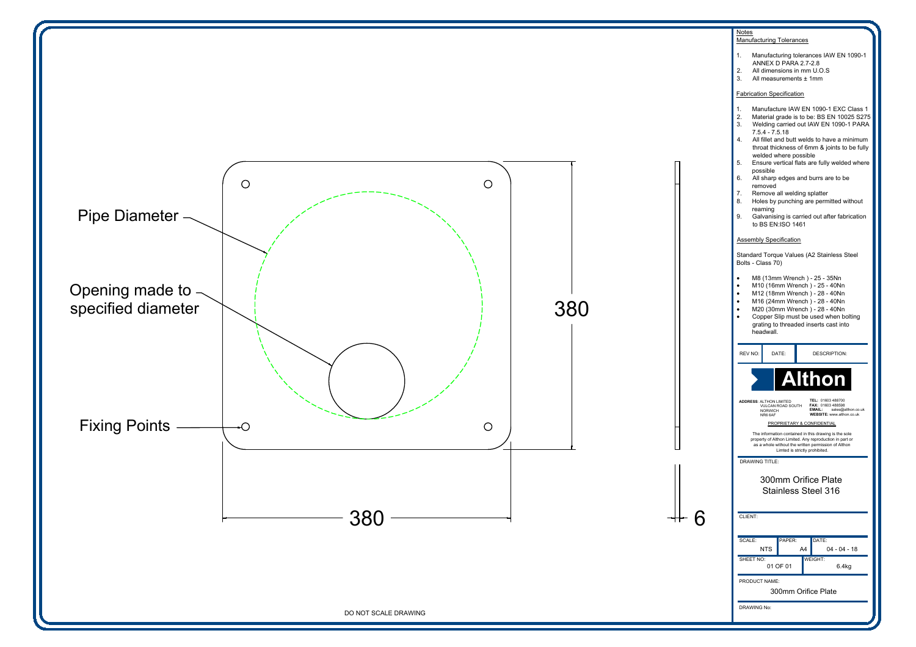Pipe Diameter

Opening made to specified diameter

Fixing Points

380

380

6

DO NOT SCALE DRAWING

## Notes

### Manufacturing Tolerances

1. Manufacturing tolerances IAW EN 1090-1 ANNEX D PARA 2.7-2.8
2. All dimensions in mm U.O.S
3. All measurements ± 1mm

### Fabrication Specification

1. Manufacture IAW EN 1090-1 EXC Class 1
2. Material grade is to be: BS EN 10025 S275
3. Welding carried out IAW EN 1090-1 PARA 7.5.4 - 7.5.18
4. All fillet and butt welds to have a minimum throat thickness of 6mm & joints to be fully welded where possible
5. Ensure vertical flats are fully welded where possible
6. All sharp edges and burrs are to be removed
7. Remove all welding splatter
8. Holes by punching are permitted without reaming
9. Galvanising is carried out after fabrication to BS EN:ISO 1461

### Assembly Specification

Standard Torque Values (A2 Stainless Steel Bolts - Class 70)

- M8 (13mm Wrench ) - 25 - 35Nn
- M10 (16mm Wrench ) - 25 - 40Nn
- M12 (18mm Wrench ) - 28 - 40Nn
- M16 (24mm Wrench ) - 28 - 40Nn
- M20 (30mm Wrench ) - 28 - 40Nn
- Copper Slip must be used when bolting grating to threaded inserts cast into headwall.

| REV NO: | DATE: | DESCRIPTION: |
|---|---|---|

**Althon**

**ADDRESS:** ALTHON LIMITED, VULCAN ROAD SOUTH, NORWICH, NR6 6AF

**TEL:** 01603 488700
**FAX:** 01603 488598
**EMAIL:** sales@althon.co.uk
**WEBSITE:** www.althon.co.uk

PROPRIETARY & CONFIDENTIAL

The information contained in this drawing is the sole property of Althon Limited. Any reproduction in part or as a whole without the written permission of Althon Limted is strictly prohibited.

DRAWING TITLE:

300mm Orifice Plate
Stainless Steel 316

CLIENT:

| SCALE: | PAPER: | DATE: |
|---|---|---|
| NTS | A4 | 04 - 04 - 18 |

| SHEET NO: | WEIGHT: |
|---|---|
| 01 OF 01 | 6.4kg |

PRODUCT NAME:

300mm Orifice Plate

DRAWING No: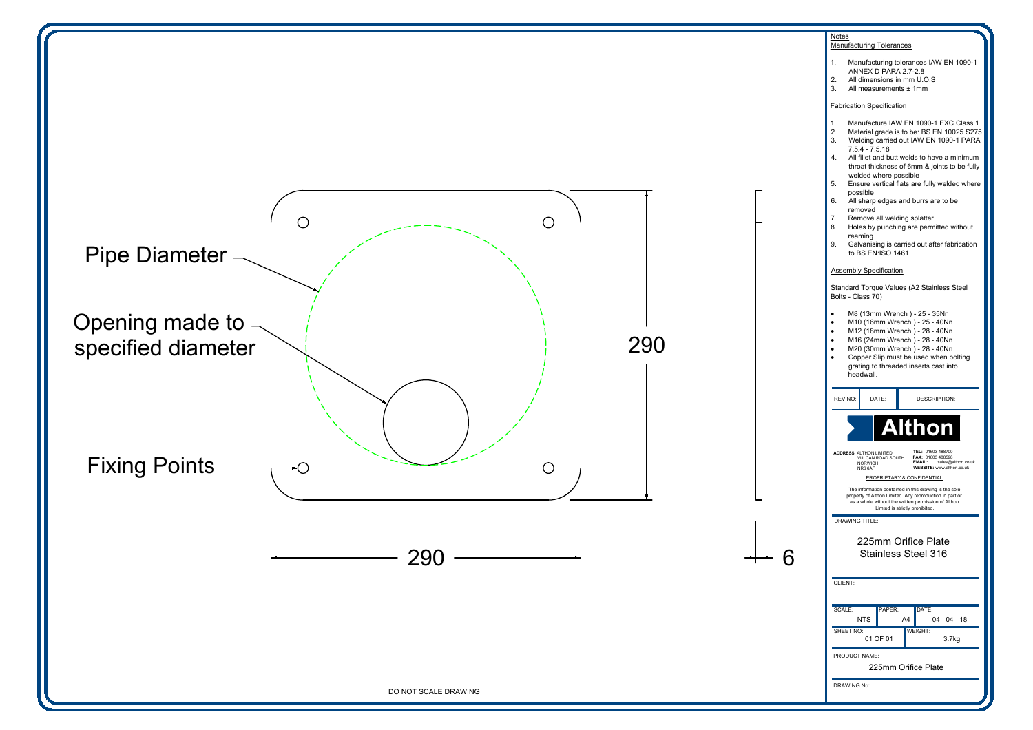Pipe Diameter

Opening made to specified diameter

Fixing Points

290

290

6

DO NOT SCALE DRAWING

## Notes

### Manufacturing Tolerances

1. Manufacturing tolerances IAW EN 1090-1 ANNEX D PARA 2.7-2.8
2. All dimensions in mm U.O.S
3. All measurements ± 1mm

### Fabrication Specification

1. Manufacture IAW EN 1090-1 EXC Class 1
2. Material grade is to be: BS EN 10025 S275
3. Welding carried out IAW EN 1090-1 PARA 7.5.4 - 7.5.18
4. All fillet and butt welds to have a minimum throat thickness of 6mm & joints to be fully welded where possible
5. Ensure vertical flats are fully welded where possible
6. All sharp edges and burrs are to be removed
7. Remove all welding splatter
8. Holes by punching are permitted without reaming
9. Galvanising is carried out after fabrication to BS EN:ISO 1461

### Assembly Specification

Standard Torque Values (A2 Stainless Steel Bolts - Class 70)

- M8 (13mm Wrench ) - 25 - 35Nn
- M10 (16mm Wrench ) - 25 - 40Nn
- M12 (18mm Wrench ) - 28 - 40Nn
- M16 (24mm Wrench ) - 28 - 40Nn
- M20 (30mm Wrench ) - 28 - 40Nn
- Copper Slip must be used when bolting grating to threaded inserts cast into headwall.

| REV NO: | DATE: | DESCRIPTION: |
| --- | --- | --- |

**Althon**

ADDRESS: ALTHON LIMITED
VULCAN ROAD SOUTH
NORWICH
NR6 6AF

TEL: 01603 488700
FAX: 01603 488598
EMAIL: sales@althon.co.uk
WEBSITE: www.althon.co.uk

PROPRIETARY & CONFIDENTIAL

The information contained in this drawing is the sole property of Althon Limited. Any reproduction in part or as a whole without the written permission of Althon Limted is strictly prohibited.

DRAWING TITLE:

225mm Orifice Plate
Stainless Steel 316

CLIENT:

| SCALE: NTS | PAPER: A4 | DATE: 04 - 04 - 18 |
| --- | --- | --- |
| SHEET NO: 01 OF 01 | | WEIGHT: 3.7kg |

PRODUCT NAME:

225mm Orifice Plate

DRAWING No: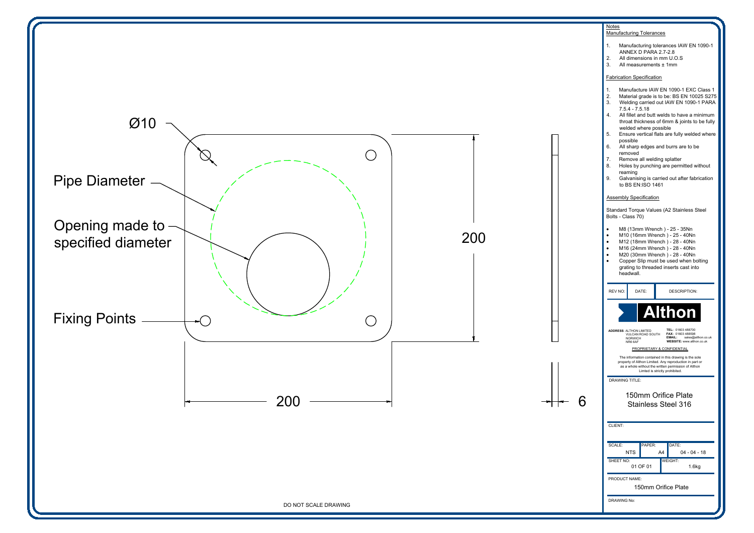Ø10

Pipe Diameter

Opening made to specified diameter

Fixing Points

200

200

6

DO NOT SCALE DRAWING

## Notes

### Manufacturing Tolerances

1. Manufacturing tolerances IAW EN 1090-1 ANNEX D PARA 2.7-2.8
2. All dimensions in mm U.O.S
3. All measurements ± 1mm

### Fabrication Specification

1. Manufacture IAW EN 1090-1 EXC Class 1
2. Material grade is to be: BS EN 10025 S275
3. Welding carried out IAW EN 1090-1 PARA 7.5.4 - 7.5.18
4. All fillet and butt welds to have a minimum throat thickness of 6mm & joints to be fully welded where possible
5. Ensure vertical flats are fully welded where possible
6. All sharp edges and burrs are to be removed
7. Remove all welding splatter
8. Holes by punching are permitted without reaming
9. Galvanising is carried out after fabrication to BS EN:ISO 1461

### Assembly Specification

Standard Torque Values (A2 Stainless Steel Bolts - Class 70)

- M8 (13mm Wrench ) - 25 - 35Nn
- M10 (16mm Wrench ) - 25 - 40Nn
- M12 (18mm Wrench ) - 28 - 40Nn
- M16 (24mm Wrench ) - 28 - 40Nn
- M20 (30mm Wrench ) - 28 - 40Nn
- Copper Slip must be used when bolting grating to threaded inserts cast into headwall.

| REV NO: | DATE: | DESCRIPTION: |
| --- | --- | --- |

**Althon**

**ADDRESS:** ALTHON LIMITED
VULCAN ROAD SOUTH
NORWICH
NR6 6AF

**TEL:** 01603 488700
**FAX:** 01603 488598
**EMAIL:** sales@althon.co.uk
**WEBSITE:** www.althon.co.uk

PROPRIETARY & CONFIDENTIAL

The information contained in this drawing is the sole property of Althon Limited. Any reproduction in part or as a whole without the written permission of Althon Limited is strictly prohibited.

DRAWING TITLE:

150mm Orifice Plate
Stainless Steel 316

CLIENT:

| SCALE: | PAPER: | DATE: |
| --- | --- | --- |
| NTS | A4 | 04 - 04 - 18 |

| SHEET NO: | WEIGHT: |
| --- | --- |
| 01 OF 01 | 1.6kg |

PRODUCT NAME:

150mm Orifice Plate

DRAWING No: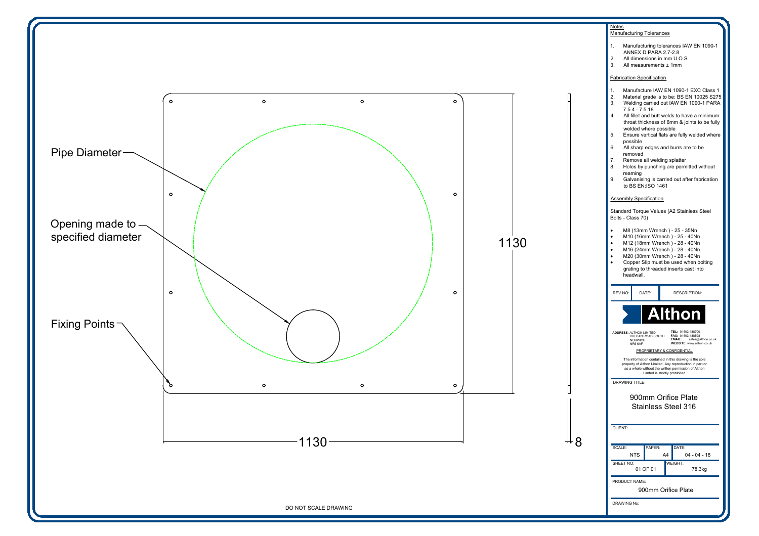Pipe Diameter

Opening made to specified diameter

Fixing Points

1130

1130

8

DO NOT SCALE DRAWING

## Notes

### Manufacturing Tolerances

1. Manufacturing tolerances IAW EN 1090-1 ANNEX D PARA 2.7-2.8
2. All dimensions in mm U.O.S
3. All measurements ± 1mm

### Fabrication Specification

1. Manufacture IAW EN 1090-1 EXC Class 1
2. Material grade is to be: BS EN 10025 S275
3. Welding carried out IAW EN 1090-1 PARA 7.5.4 - 7.5.18
4. All fillet and butt welds to have a minimum throat thickness of 6mm & joints to be fully welded where possible
5. Ensure vertical flats are fully welded where possible
6. All sharp edges and burrs are to be removed
7. Remove all welding splatter
8. Holes by punching are permitted without reaming
9. Galvanising is carried out after fabrication to BS EN:ISO 1461

### Assembly Specification

Standard Torque Values (A2 Stainless Steel Bolts - Class 70)

- M8 (13mm Wrench ) - 25 - 35Nn
- M10 (16mm Wrench ) - 25 - 40Nn
- M12 (18mm Wrench ) - 28 - 40Nn
- M16 (24mm Wrench ) - 28 - 40Nn
- M20 (30mm Wrench ) - 28 - 40Nn
- Copper Slip must be used when bolting grating to threaded inserts cast into headwall.

| REV NO: | DATE: | DESCRIPTION: |
|---|---|---|

**Althon**

**ADDRESS:** ALTHON LIMITED, VULCAN ROAD SOUTH, NORWICH, NR6 6AF

**TEL:** 01603 488700
**FAX:** 01603 488598
**EMAIL:** sales@althon.co.uk
**WEBSITE:** www.althon.co.uk

PROPRIETARY & CONFIDENTIAL

The information contained in this drawing is the sole property of Althon Limited. Any reproduction in part or as a whole without the written permission of Althon Limited is strictly prohibited.

DRAWING TITLE:

900mm Orifice Plate
Stainless Steel 316

CLIENT:

| SCALE: | PAPER: | DATE: |
|---|---|---|
| NTS | A4 | 04 - 04 - 18 |

| SHEET NO: | WEIGHT: |
|---|---|
| 01 OF 01 | 78.3kg |

PRODUCT NAME:

900mm Orifice Plate

DRAWING No: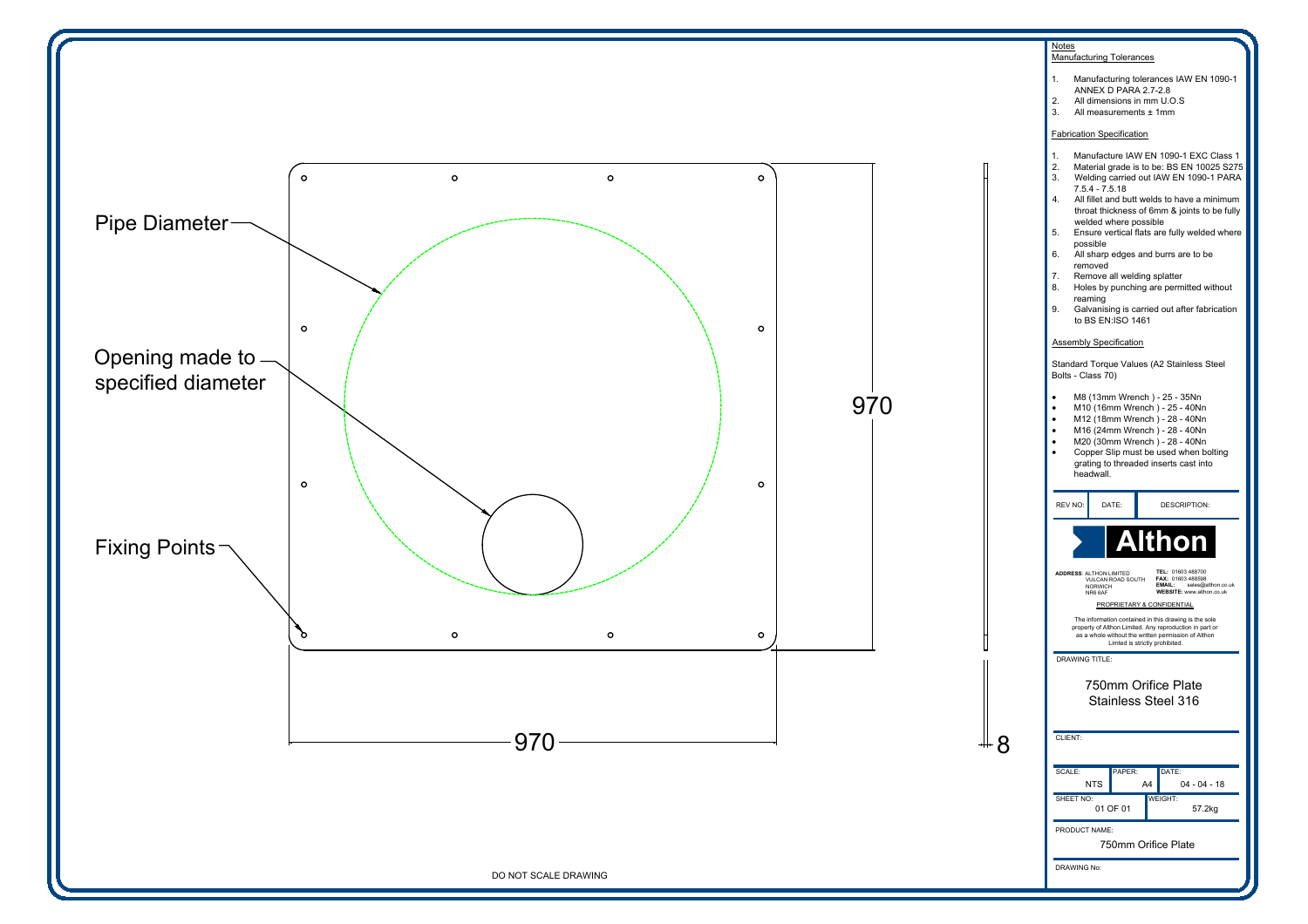Pipe Diameter

Opening made to specified diameter

Fixing Points

970

970

8

DO NOT SCALE DRAWING

Notes

Manufacturing Tolerances

1. Manufacturing tolerances IAW EN 1090-1 ANNEX D PARA 2.7-2.8
2. All dimensions in mm U.O.S
3. All measurements ± 1mm

Fabrication Specification

1. Manufacture IAW EN 1090-1 EXC Class 1
2. Material grade is to be: BS EN 10025 S275
3. Welding carried out IAW EN 1090-1 PARA 7.5.4 - 7.5.18
4. All fillet and butt welds to have a minimum throat thickness of 6mm & joints to be fully welded where possible
5. Ensure vertical flats are fully welded where possible
6. All sharp edges and burrs are to be removed
7. Remove all welding splatter
8. Holes by punching are permitted without reaming
9. Galvanising is carried out after fabrication to BS EN:ISO 1461

Assembly Specification

Standard Torque Values (A2 Stainless Steel Bolts - Class 70)

- M8 (13mm Wrench ) - 25 - 35Nn
- M10 (16mm Wrench ) - 25 - 40Nn
- M12 (18mm Wrench ) - 28 - 40Nn
- M16 (24mm Wrench ) - 28 - 40Nn
- M20 (30mm Wrench ) - 28 - 40Nn
- Copper Slip must be used when bolting grating to threaded inserts cast into headwall.

| REV NO: | DATE: | DESCRIPTION: |
|---|---|---|

Althon

ADDRESS: ALTHON LIMITED
VULCAN ROAD SOUTH
NORWICH
NR6 6AF

TEL: 01603 488700
FAX: 01603 488598
EMAIL: sales@althon.co.uk
WEBSITE: www.althon.co.uk

PROPRIETARY & CONFIDENTIAL

The information contained in this drawing is the sole property of Althon Limited. Any reproduction in part or as a whole without the written permission of Althon Limted is strictly prohibited.

DRAWING TITLE:

750mm Orifice Plate
Stainless Steel 316

CLIENT:

| SCALE: | PAPER: | DATE: |
|---|---|---|
| NTS | A4 | 04 - 04 - 18 |

| SHEET NO: | WEIGHT: |
|---|---|
| 01 OF 01 | 57.2kg |

PRODUCT NAME:

750mm Orifice Plate

DRAWING No: